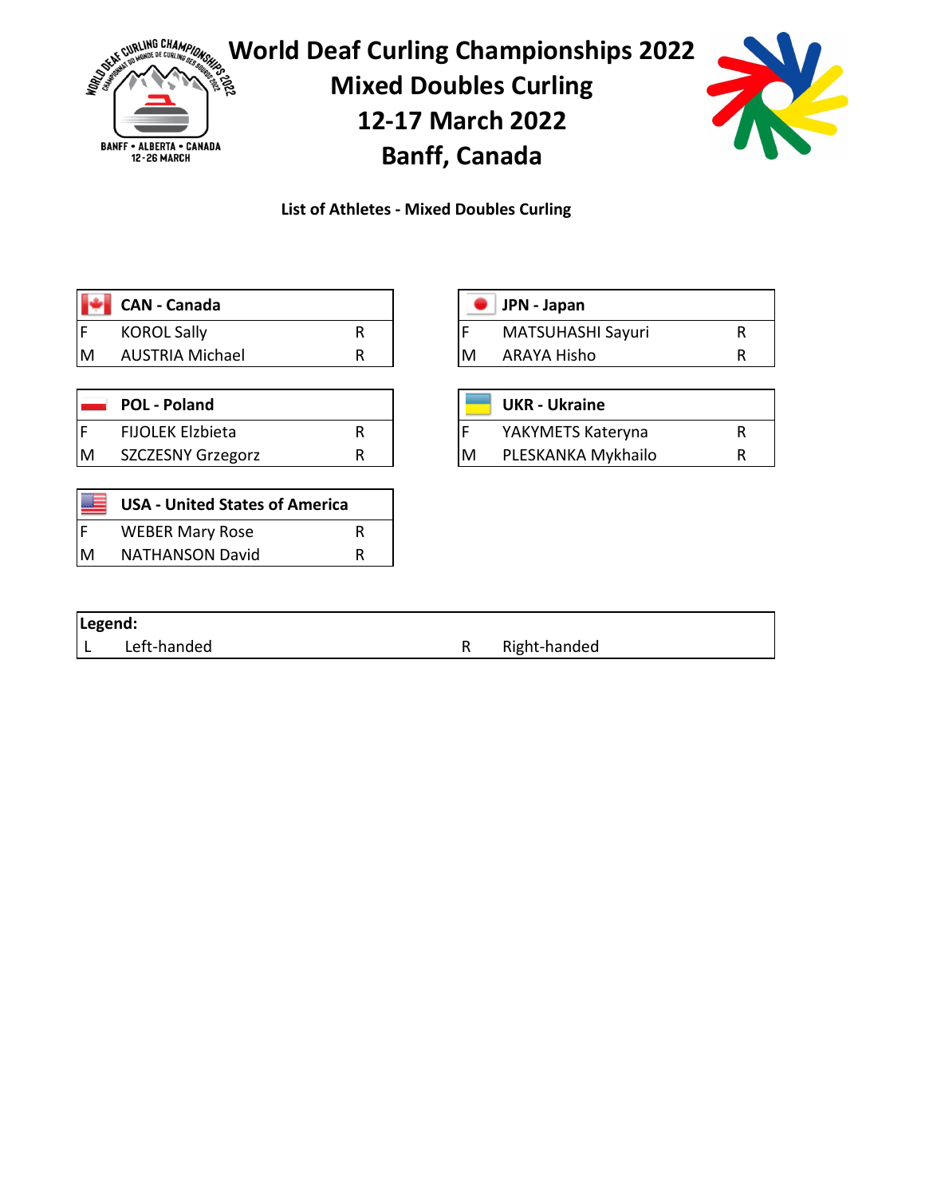# World Deaf Curling Championships 2022

## Mixed Doubles Curling

## 12-17 March 2022

## Banff, Canada

**List of Athletes - Mixed Doubles Curling**

| | CAN - Canada | |
|---|---|---|
| F | KOROL Sally | R |
| M | AUSTRIA Michael | R |

| | JPN - Japan | |
|---|---|---|
| F | MATSUHASHI Sayuri | R |
| M | ARAYA Hisho | R |

| | POL - Poland | |
|---|---|---|
| F | FIJOLEK Elzbieta | R |
| M | SZCZESNY Grzegorz | R |

| | UKR - Ukraine | |
|---|---|---|
| F | YAKYMETS Kateryna | R |
| M | PLESKANKA Mykhailo | R |

| | USA - United States of America | |
|---|---|---|
| F | WEBER Mary Rose | R |
| M | NATHANSON David | R |

| Legend: | | | |
|---|---|---|---|
| L | Left-handed | R | Right-handed |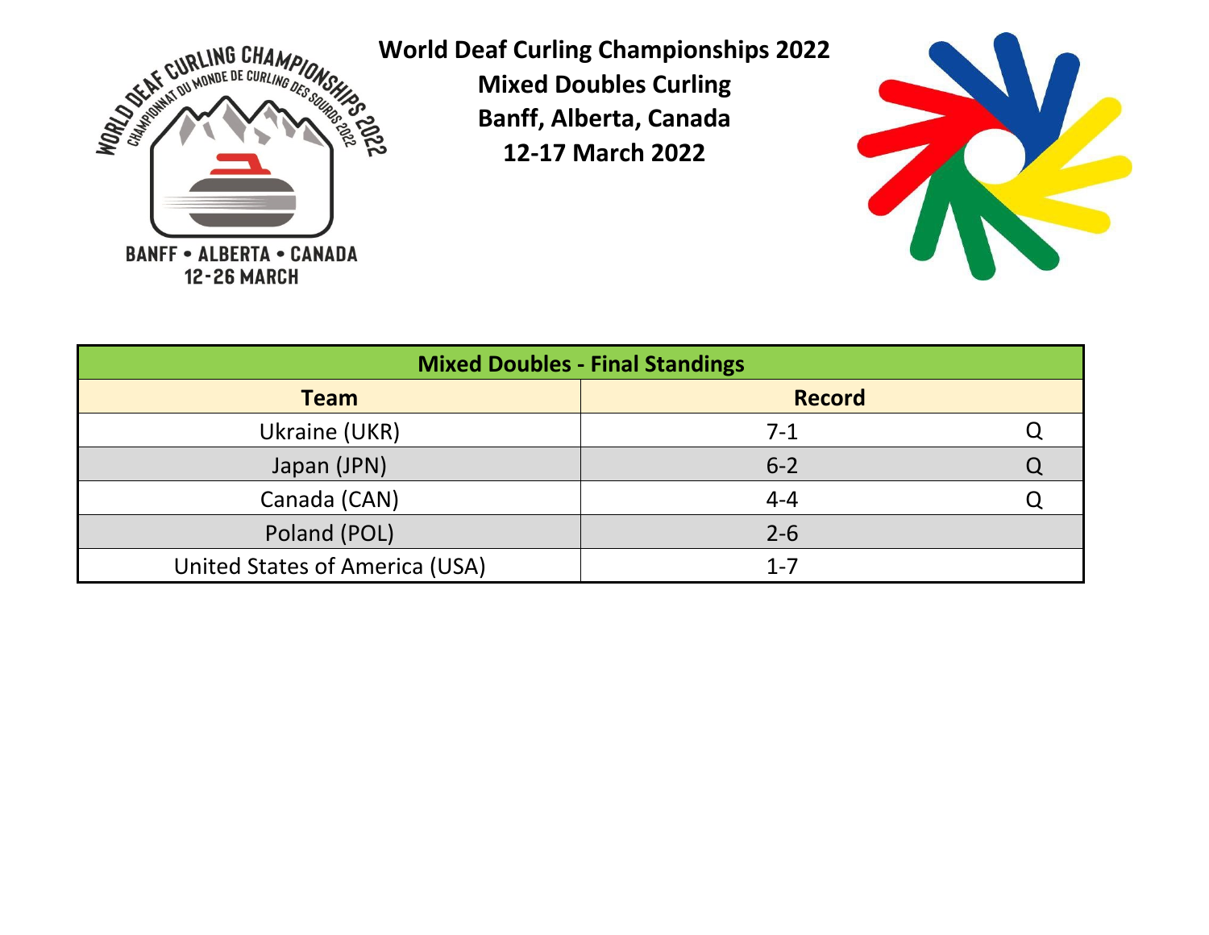**World Deaf Curling Championships 2022**
**Mixed Doubles Curling**
**Banff, Alberta, Canada**
**12-17 March 2022**

| Mixed Doubles - Final Standings | | |
|---|---|---|
| **Team** | **Record** | |
| Ukraine (UKR) | 7-1 | Q |
| Japan (JPN) | 6-2 | Q |
| Canada (CAN) | 4-4 | Q |
| Poland (POL) | 2-6 | |
| United States of America (USA) | 1-7 | |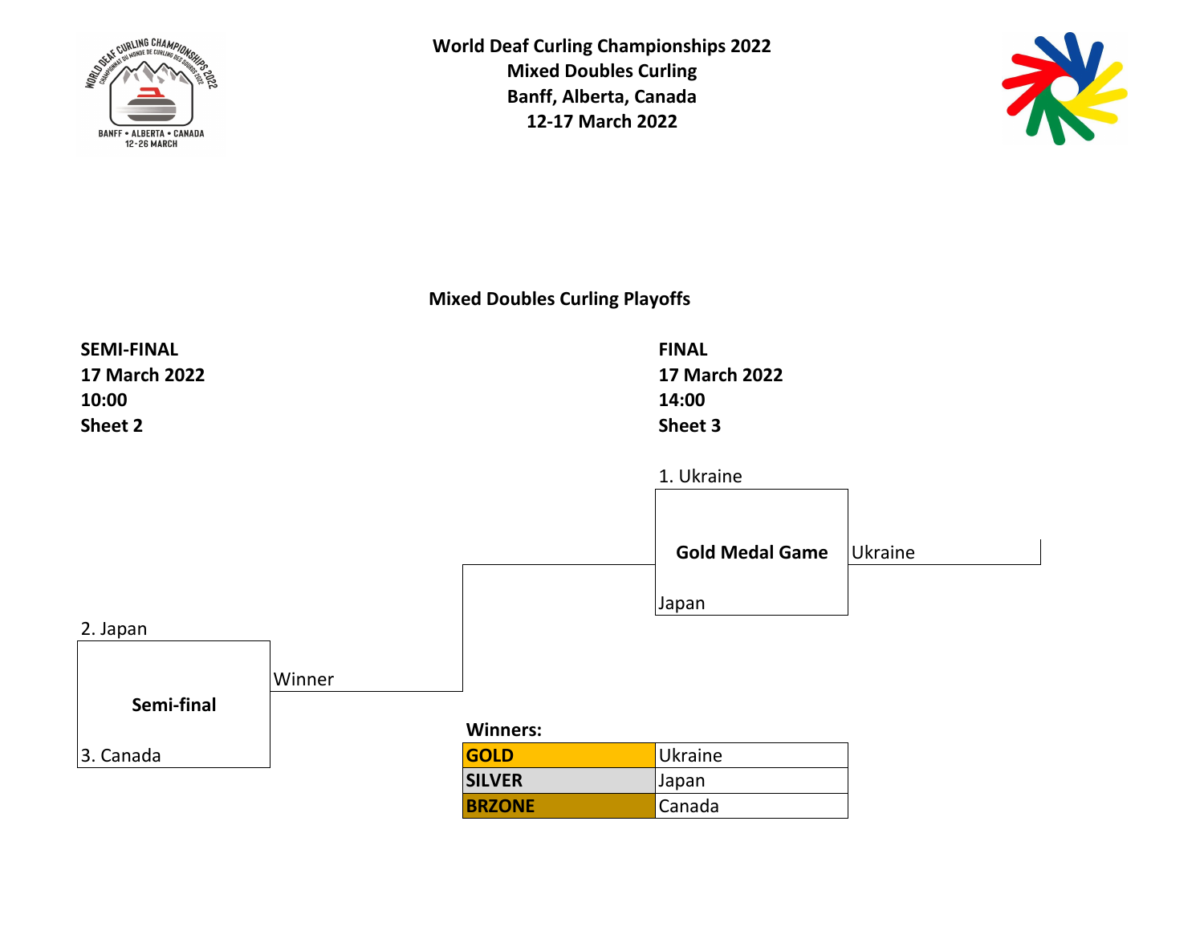**World Deaf Curling Championships 2022**
**Mixed Doubles Curling**
**Banff, Alberta, Canada**
**12-17 March 2022**

## Mixed Doubles Curling Playoffs

**SEMI-FINAL**
**17 March 2022**
**10:00**
**Sheet 2**

2. Japan

**Semi-final** — Winner

3. Canada

**FINAL**
**17 March 2022**
**14:00**
**Sheet 3**

1. Ukraine

**Gold Medal Game** — Ukraine

Japan

**Winners:**

| | |
|---|---|
| **GOLD** | Ukraine |
| **SILVER** | Japan |
| **BRZONE** | Canada |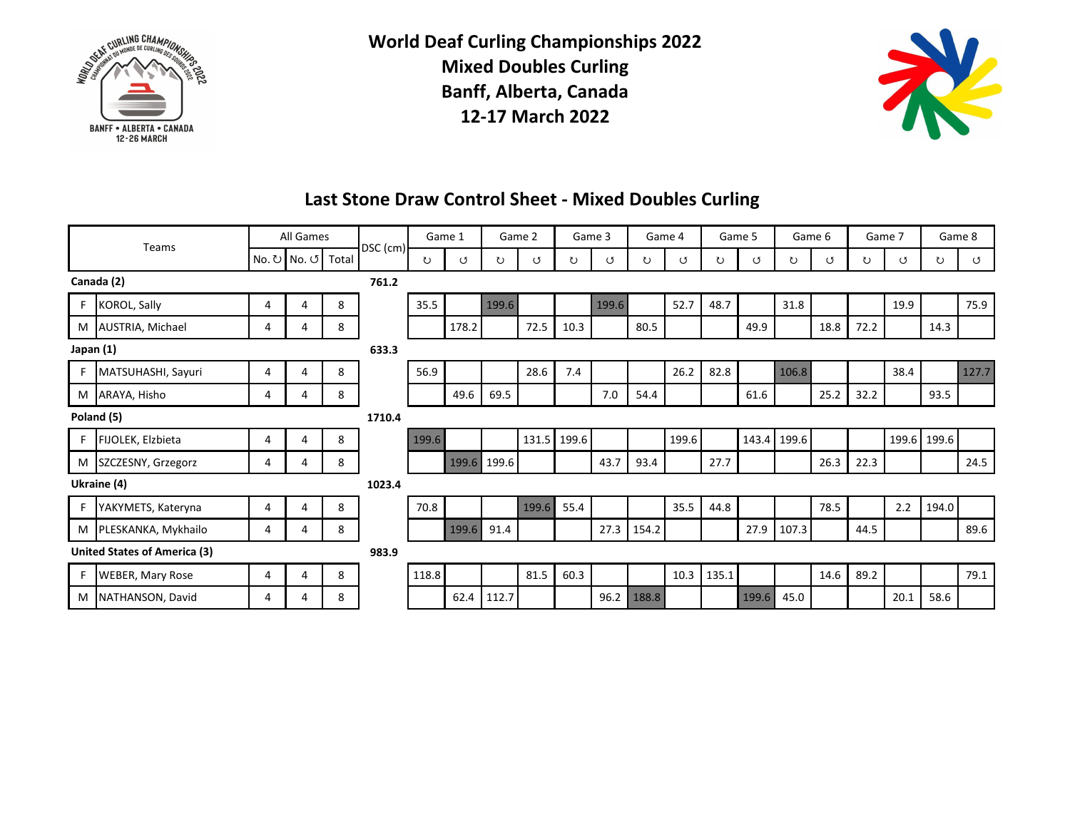# World Deaf Curling Championships 2022
# Mixed Doubles Curling
# Banff, Alberta, Canada
# 12-17 March 2022

## Last Stone Draw Control Sheet - Mixed Doubles Curling

| | Teams | All Games | | | DSC (cm) | Game 1 | | Game 2 | | Game 3 | | Game 4 | | Game 5 | | Game 6 | | Game 7 | | Game 8 | |
|---|---|---|---|---|---|---|---|---|---|---|---|---|---|---|---|---|---|---|---|---|---|
| | | No. ↻ | No. ↺ | Total | | ↻ | ↺ | ↻ | ↺ | ↻ | ↺ | ↻ | ↺ | ↻ | ↺ | ↻ | ↺ | ↻ | ↺ | ↻ | ↺ |
| **Canada (2)** | | | | | **761.2** | | | | | | | | | | | | | | | | |
| F | KOROL, Sally | 4 | 4 | 8 | | 35.5 | | 199.6 | | | 199.6 | | 52.7 | 48.7 | | 31.8 | | | 19.9 | | 75.9 |
| M | AUSTRIA, Michael | 4 | 4 | 8 | | | 178.2 | | 72.5 | 10.3 | | 80.5 | | | 49.9 | | 18.8 | 72.2 | | 14.3 | |
| **Japan (1)** | | | | | **633.3** | | | | | | | | | | | | | | | | |
| F | MATSUHASHI, Sayuri | 4 | 4 | 8 | | 56.9 | | | 28.6 | 7.4 | | | 26.2 | 82.8 | | 106.8 | | | 38.4 | | 127.7 |
| M | ARAYA, Hisho | 4 | 4 | 8 | | | 49.6 | 69.5 | | | 7.0 | 54.4 | | | 61.6 | | 25.2 | 32.2 | | 93.5 | |
| **Poland (5)** | | | | | **1710.4** | | | | | | | | | | | | | | | | |
| F | FIJOLEK, Elzbieta | 4 | 4 | 8 | | 199.6 | | | 131.5 | 199.6 | | | 199.6 | | 143.4 | 199.6 | | | 199.6 | 199.6 | |
| M | SZCZESNY, Grzegorz | 4 | 4 | 8 | | | 199.6 | 199.6 | | | 43.7 | 93.4 | | 27.7 | | | 26.3 | 22.3 | | | 24.5 |
| **Ukraine (4)** | | | | | **1023.4** | | | | | | | | | | | | | | | | |
| F | YAKYMETS, Kateryna | 4 | 4 | 8 | | 70.8 | | | 199.6 | 55.4 | | | 35.5 | 44.8 | | | 78.5 | | 2.2 | 194.0 | |
| M | PLESKANKA, Mykhailo | 4 | 4 | 8 | | | 199.6 | 91.4 | | | 27.3 | 154.2 | | | 27.9 | 107.3 | | 44.5 | | | 89.6 |
| **United States of America (3)** | | | | | **983.9** | | | | | | | | | | | | | | | | |
| F | WEBER, Mary Rose | 4 | 4 | 8 | | 118.8 | | | 81.5 | 60.3 | | | 10.3 | 135.1 | | | 14.6 | 89.2 | | | 79.1 |
| M | NATHANSON, David | 4 | 4 | 8 | | | 62.4 | 112.7 | | | 96.2 | 188.8 | | | 199.6 | 45.0 | | | 20.1 | 58.6 | |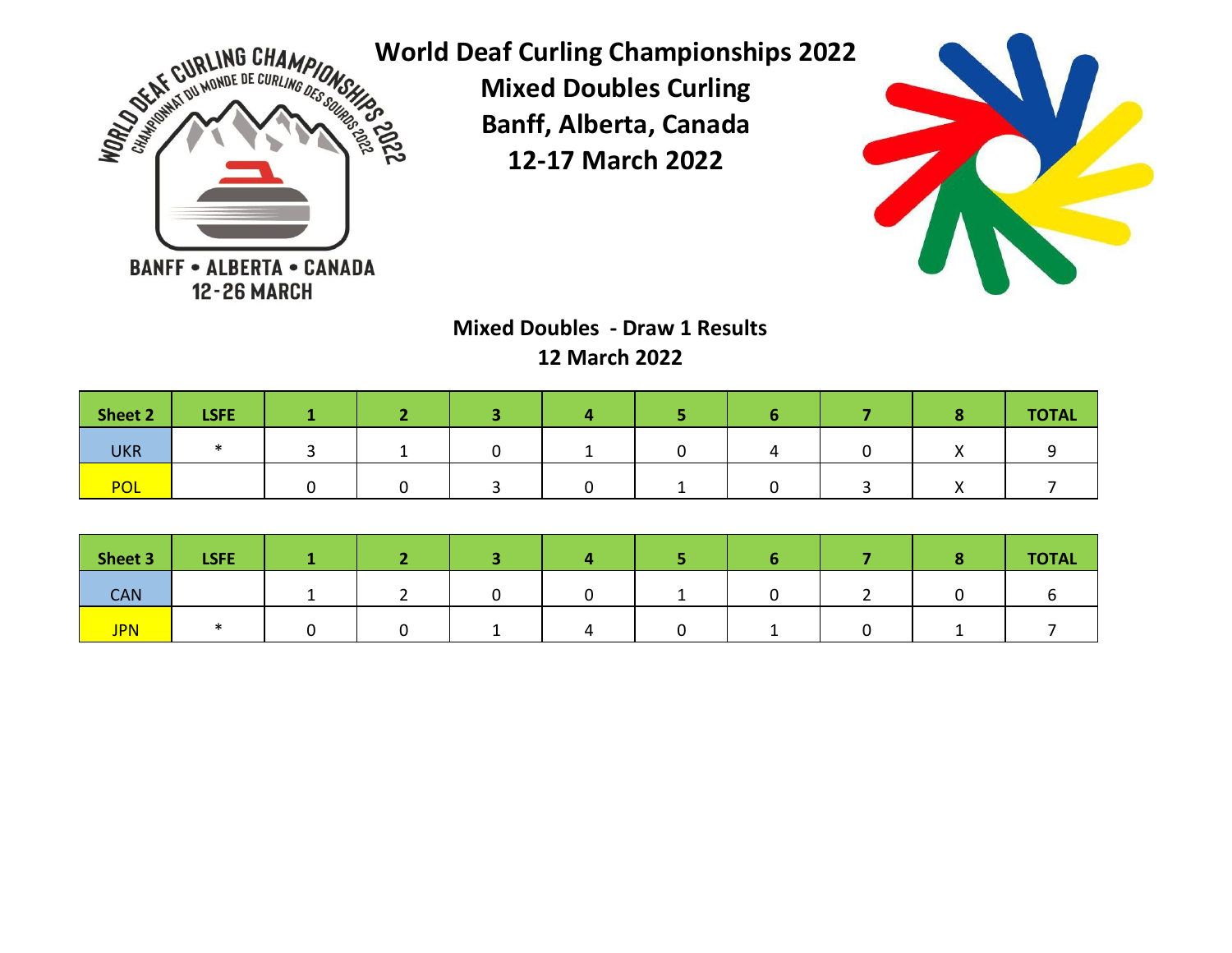# World Deaf Curling Championships 2022

## Mixed Doubles Curling

## Banff, Alberta, Canada

## 12-17 March 2022

### Mixed Doubles - Draw 1 Results

### 12 March 2022

| Sheet 2 | LSFE | 1 | 2 | 3 | 4 | 5 | 6 | 7 | 8 | TOTAL |
|---|---|---|---|---|---|---|---|---|---|---|
| UKR | * | 3 | 1 | 0 | 1 | 0 | 4 | 0 | X | 9 |
| POL | | 0 | 0 | 3 | 0 | 1 | 0 | 3 | X | 7 |

| Sheet 3 | LSFE | 1 | 2 | 3 | 4 | 5 | 6 | 7 | 8 | TOTAL |
|---|---|---|---|---|---|---|---|---|---|---|
| CAN | | 1 | 2 | 0 | 0 | 1 | 0 | 2 | 0 | 6 |
| JPN | * | 0 | 0 | 1 | 4 | 0 | 1 | 0 | 1 | 7 |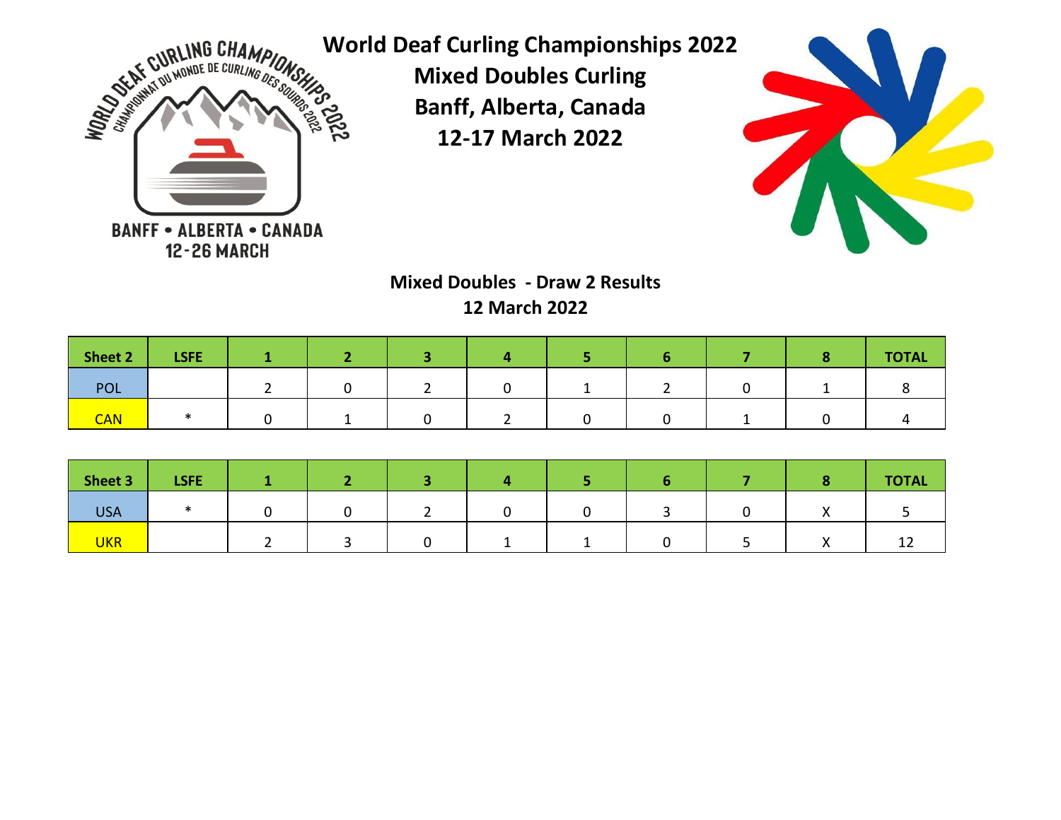# World Deaf Curling Championships 2022

## Mixed Doubles Curling

## Banff, Alberta, Canada

## 12-17 March 2022

### Mixed Doubles - Draw 2 Results

### 12 March 2022

| Sheet 2 | LSFE | 1 | 2 | 3 | 4 | 5 | 6 | 7 | 8 | TOTAL |
|---|---|---|---|---|---|---|---|---|---|---|
| POL | | 2 | 0 | 2 | 0 | 1 | 2 | 0 | 1 | 8 |
| CAN | * | 0 | 1 | 0 | 2 | 0 | 0 | 1 | 0 | 4 |

| Sheet 3 | LSFE | 1 | 2 | 3 | 4 | 5 | 6 | 7 | 8 | TOTAL |
|---|---|---|---|---|---|---|---|---|---|---|
| USA | * | 0 | 0 | 2 | 0 | 0 | 3 | 0 | X | 5 |
| UKR | | 2 | 3 | 0 | 1 | 1 | 0 | 5 | X | 12 |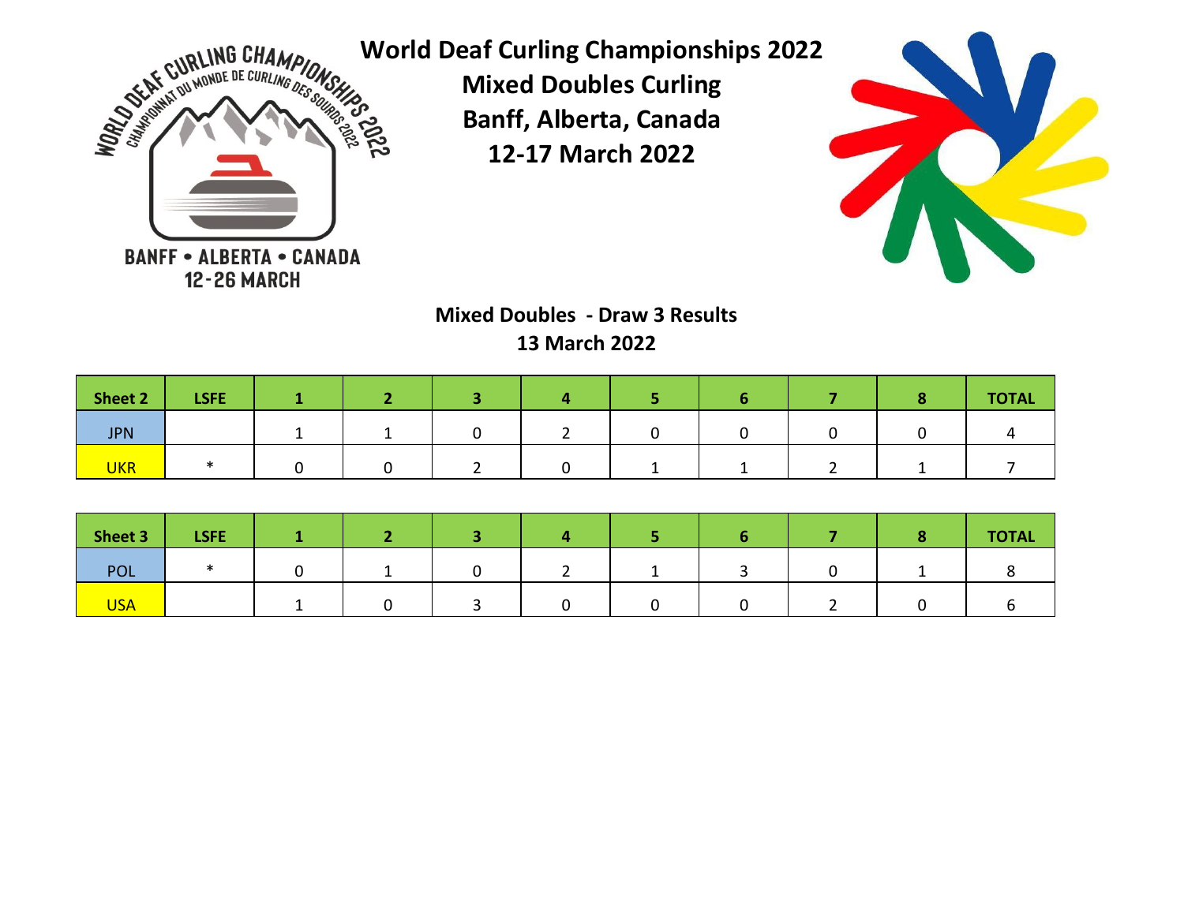# World Deaf Curling Championships 2022

## Mixed Doubles Curling

## Banff, Alberta, Canada

## 12-17 March 2022

### Mixed Doubles - Draw 3 Results

### 13 March 2022

| Sheet 2 | LSFE | 1 | 2 | 3 | 4 | 5 | 6 | 7 | 8 | TOTAL |
|---|---|---|---|---|---|---|---|---|---|---|
| JPN | | 1 | 1 | 0 | 2 | 0 | 0 | 0 | 0 | 4 |
| UKR | * | 0 | 0 | 2 | 0 | 1 | 1 | 2 | 1 | 7 |

| Sheet 3 | LSFE | 1 | 2 | 3 | 4 | 5 | 6 | 7 | 8 | TOTAL |
|---|---|---|---|---|---|---|---|---|---|---|
| POL | * | 0 | 1 | 0 | 2 | 1 | 3 | 0 | 1 | 8 |
| USA | | 1 | 0 | 3 | 0 | 0 | 0 | 2 | 0 | 6 |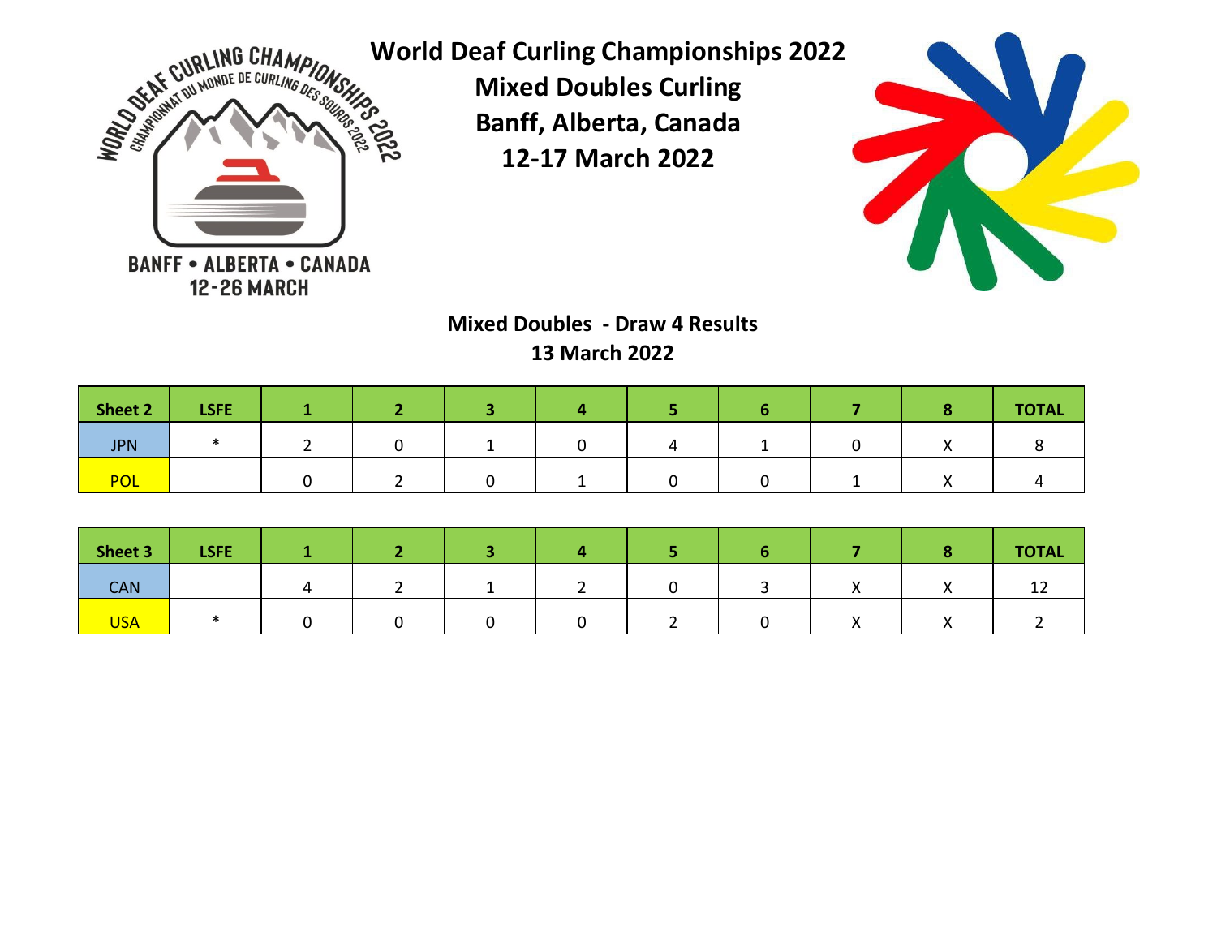# World Deaf Curling Championships 2022

## Mixed Doubles Curling

## Banff, Alberta, Canada

## 12-17 March 2022

WORLD DEAF CURLING CHAMPIONSHIPS 2022
CHAMPIONNAT DU MONDE DE CURLING DES SOURDS 2022
BANFF • ALBERTA • CANADA
12-26 MARCH

### Mixed Doubles - Draw 4 Results

### 13 March 2022

| Sheet 2 | LSFE | 1 | 2 | 3 | 4 | 5 | 6 | 7 | 8 | TOTAL |
|---|---|---|---|---|---|---|---|---|---|---|
| JPN | * | 2 | 0 | 1 | 0 | 4 | 1 | 0 | X | 8 |
| POL | | 0 | 2 | 0 | 1 | 0 | 0 | 1 | X | 4 |

| Sheet 3 | LSFE | 1 | 2 | 3 | 4 | 5 | 6 | 7 | 8 | TOTAL |
|---|---|---|---|---|---|---|---|---|---|---|
| CAN | | 4 | 2 | 1 | 2 | 0 | 3 | X | X | 12 |
| USA | * | 0 | 0 | 0 | 0 | 2 | 0 | X | X | 2 |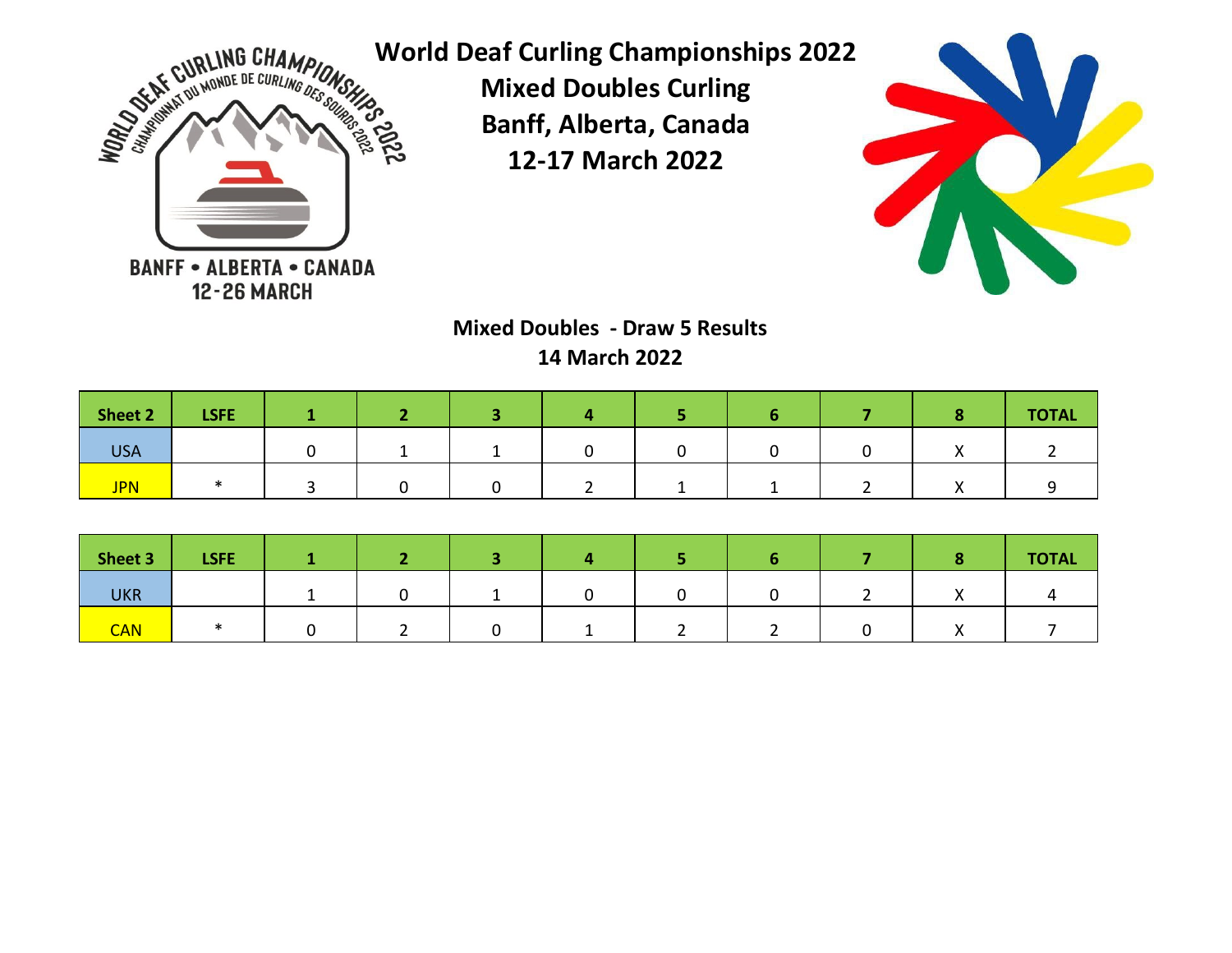# World Deaf Curling Championships 2022

## Mixed Doubles Curling

## Banff, Alberta, Canada

## 12-17 March 2022

### Mixed Doubles - Draw 5 Results

### 14 March 2022

| Sheet 2 | LSFE | 1 | 2 | 3 | 4 | 5 | 6 | 7 | 8 | TOTAL |
|---|---|---|---|---|---|---|---|---|---|---|
| USA | | 0 | 1 | 1 | 0 | 0 | 0 | 0 | X | 2 |
| JPN | * | 3 | 0 | 0 | 2 | 1 | 1 | 2 | X | 9 |

| Sheet 3 | LSFE | 1 | 2 | 3 | 4 | 5 | 6 | 7 | 8 | TOTAL |
|---|---|---|---|---|---|---|---|---|---|---|
| UKR | | 1 | 0 | 1 | 0 | 0 | 0 | 2 | X | 4 |
| CAN | * | 0 | 2 | 0 | 1 | 2 | 2 | 0 | X | 7 |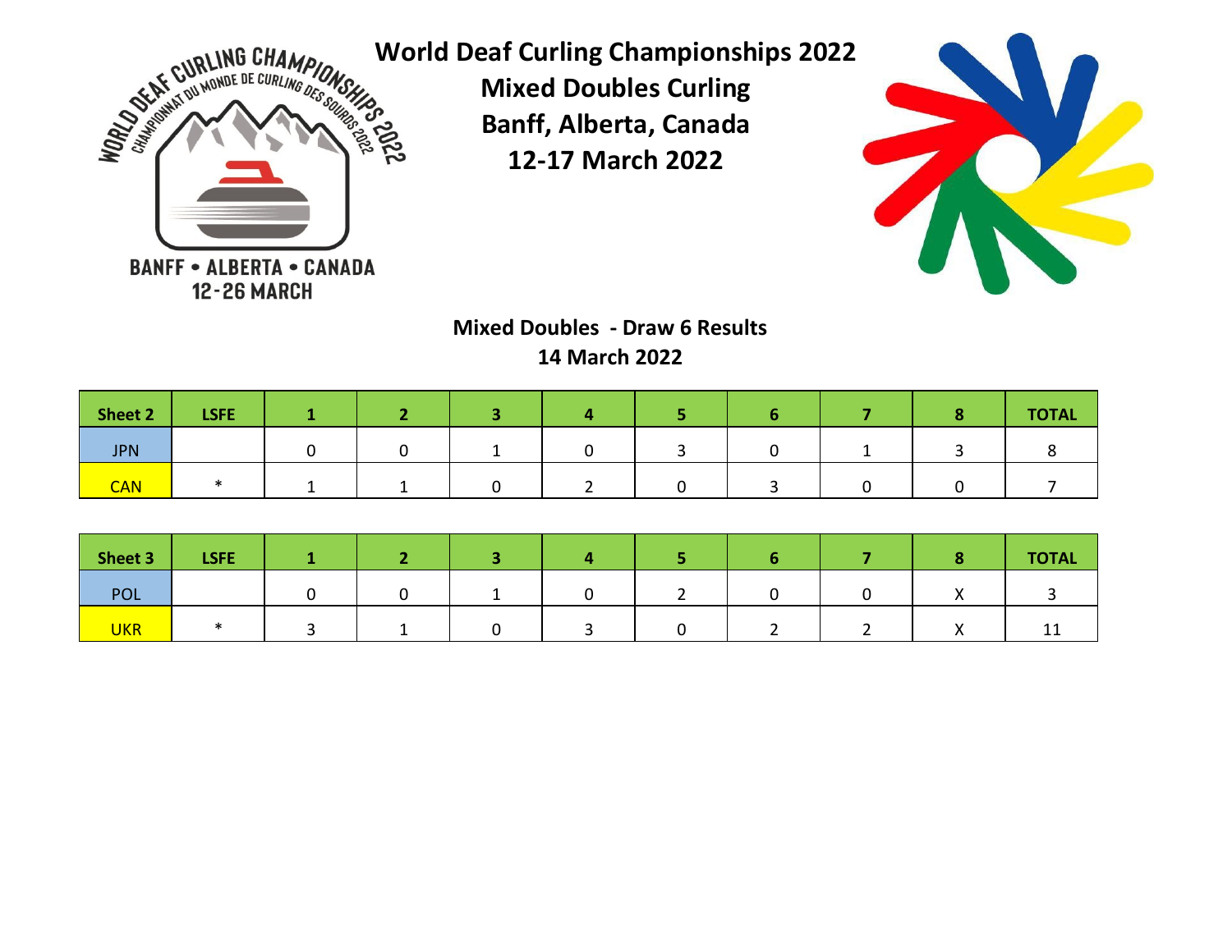# World Deaf Curling Championships 2022

**Mixed Doubles Curling**
**Banff, Alberta, Canada**
**12-17 March 2022**

## Mixed Doubles - Draw 6 Results

**14 March 2022**

| Sheet 2 | LSFE | 1 | 2 | 3 | 4 | 5 | 6 | 7 | 8 | TOTAL |
|---|---|---|---|---|---|---|---|---|---|---|
| JPN | | 0 | 0 | 1 | 0 | 3 | 0 | 1 | 3 | 8 |
| CAN | * | 1 | 1 | 0 | 2 | 0 | 3 | 0 | 0 | 7 |

| Sheet 3 | LSFE | 1 | 2 | 3 | 4 | 5 | 6 | 7 | 8 | TOTAL |
|---|---|---|---|---|---|---|---|---|---|---|
| POL | | 0 | 0 | 1 | 0 | 2 | 0 | 0 | X | 3 |
| UKR | * | 3 | 1 | 0 | 3 | 0 | 2 | 2 | X | 11 |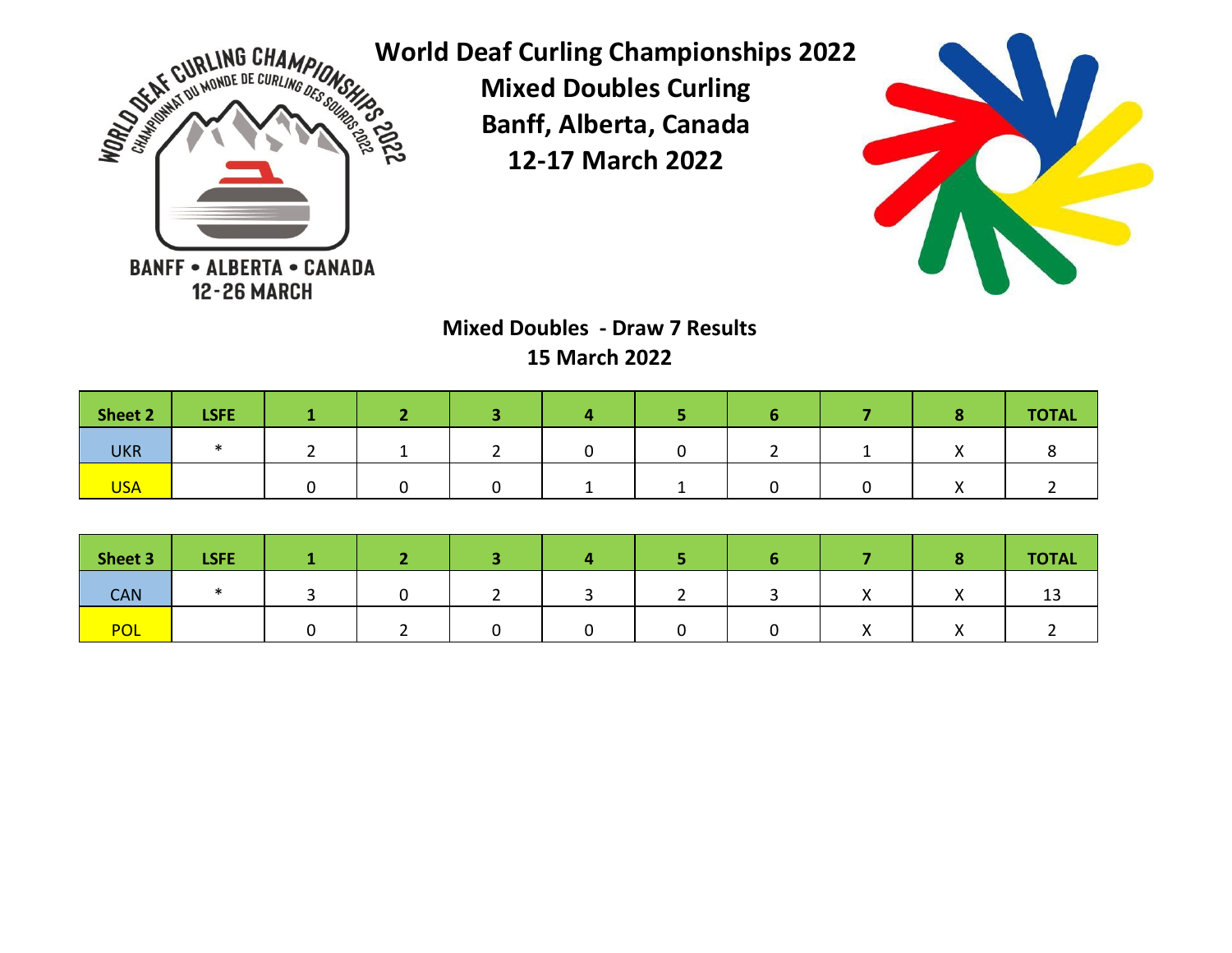# World Deaf Curling Championships 2022

## Mixed Doubles Curling

## Banff, Alberta, Canada

## 12-17 March 2022

### Mixed Doubles - Draw 7 Results

### 15 March 2022

| Sheet 2 | LSFE | 1 | 2 | 3 | 4 | 5 | 6 | 7 | 8 | TOTAL |
|---|---|---|---|---|---|---|---|---|---|---|
| UKR | * | 2 | 1 | 2 | 0 | 0 | 2 | 1 | X | 8 |
| USA | | 0 | 0 | 0 | 1 | 1 | 0 | 0 | X | 2 |

| Sheet 3 | LSFE | 1 | 2 | 3 | 4 | 5 | 6 | 7 | 8 | TOTAL |
|---|---|---|---|---|---|---|---|---|---|---|
| CAN | * | 3 | 0 | 2 | 3 | 2 | 3 | X | X | 13 |
| POL | | 0 | 2 | 0 | 0 | 0 | 0 | X | X | 2 |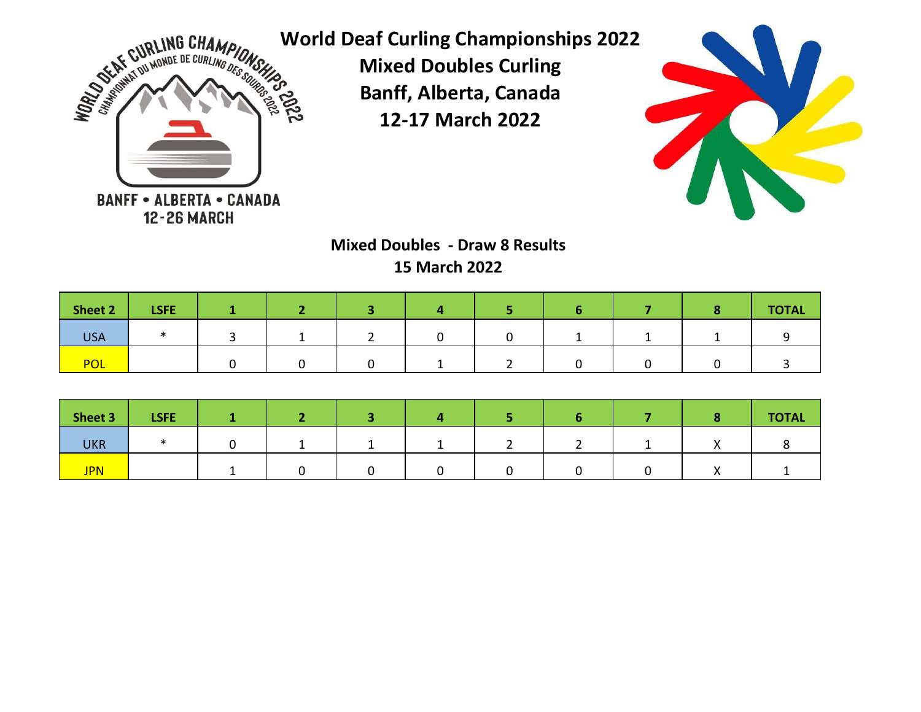# World Deaf Curling Championships 2022

**Mixed Doubles Curling**
**Banff, Alberta, Canada**
**12-17 March 2022**

## Mixed Doubles - Draw 8 Results
**15 March 2022**

| Sheet 2 | LSFE | 1 | 2 | 3 | 4 | 5 | 6 | 7 | 8 | TOTAL |
|---|---|---|---|---|---|---|---|---|---|---|
| USA | * | 3 | 1 | 2 | 0 | 0 | 1 | 1 | 1 | 9 |
| POL | | 0 | 0 | 0 | 1 | 2 | 0 | 0 | 0 | 3 |

| Sheet 3 | LSFE | 1 | 2 | 3 | 4 | 5 | 6 | 7 | 8 | TOTAL |
|---|---|---|---|---|---|---|---|---|---|---|
| UKR | * | 0 | 1 | 1 | 1 | 2 | 2 | 1 | X | 8 |
| JPN | | 1 | 0 | 0 | 0 | 0 | 0 | 0 | X | 1 |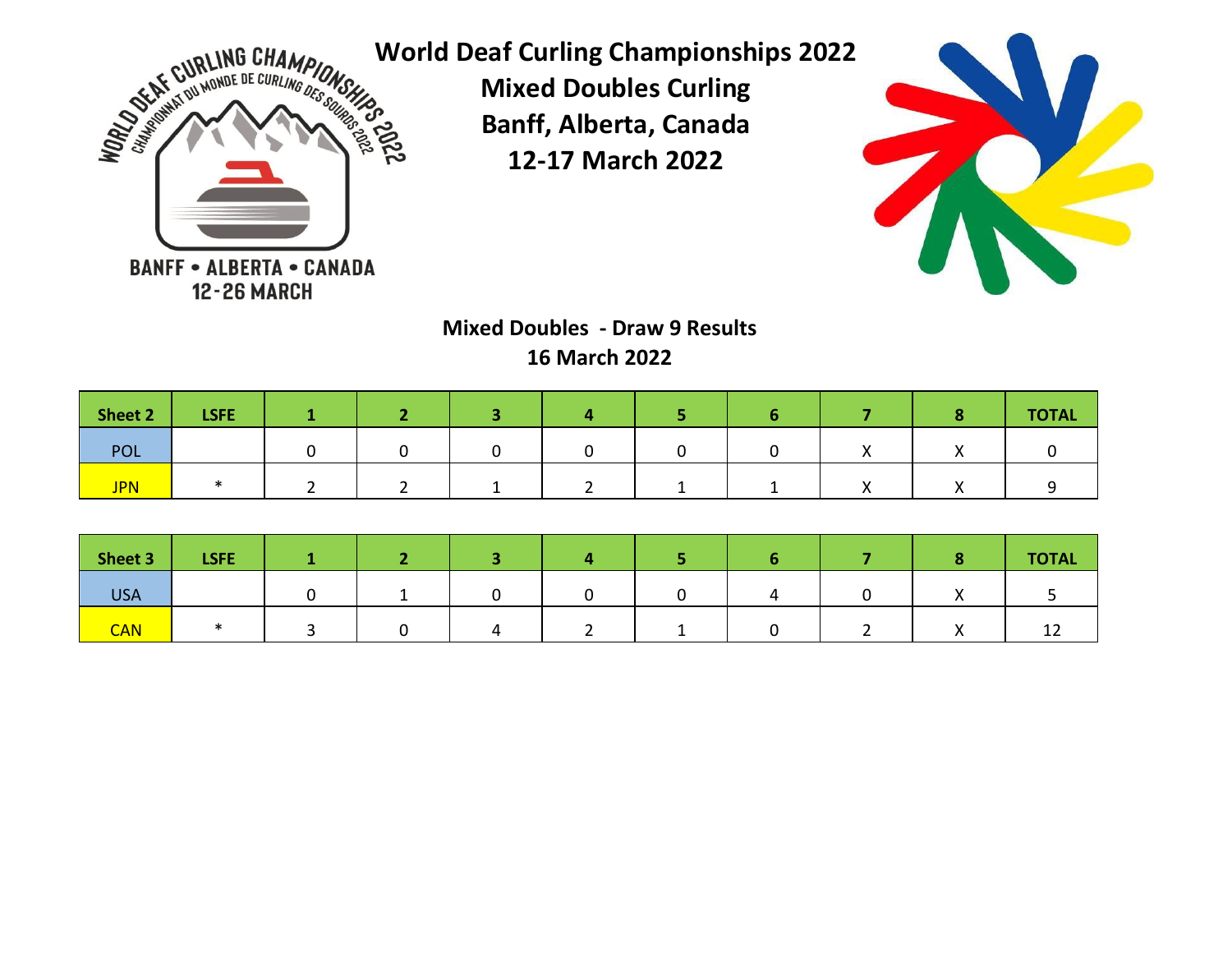# World Deaf Curling Championships 2022

## Mixed Doubles Curling

## Banff, Alberta, Canada

## 12-17 March 2022

### Mixed Doubles - Draw 9 Results

### 16 March 2022

| Sheet 2 | LSFE | 1 | 2 | 3 | 4 | 5 | 6 | 7 | 8 | TOTAL |
|---|---|---|---|---|---|---|---|---|---|---|
| POL | | 0 | 0 | 0 | 0 | 0 | 0 | X | X | 0 |
| JPN | * | 2 | 2 | 1 | 2 | 1 | 1 | X | X | 9 |

| Sheet 3 | LSFE | 1 | 2 | 3 | 4 | 5 | 6 | 7 | 8 | TOTAL |
|---|---|---|---|---|---|---|---|---|---|---|
| USA | | 0 | 1 | 0 | 0 | 0 | 4 | 0 | X | 5 |
| CAN | * | 3 | 0 | 4 | 2 | 1 | 0 | 2 | X | 12 |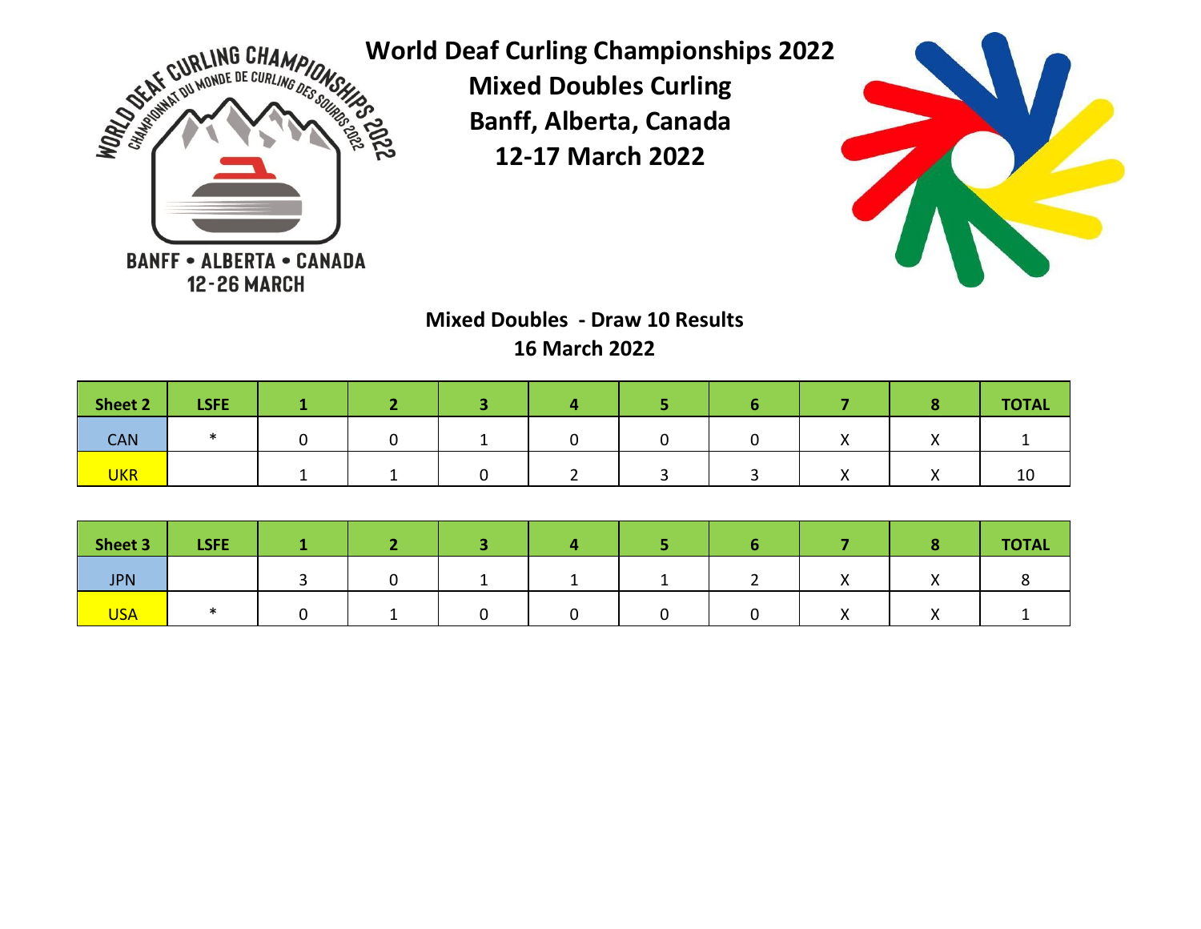# World Deaf Curling Championships 2022

## Mixed Doubles Curling

## Banff, Alberta, Canada

## 12-17 March 2022

WORLD DEAF CURLING CHAMPIONSHIPS 2022
CHAMPIONNAT DU MONDE DE CURLING DES SOURDS 2022
BANFF • ALBERTA • CANADA
12-26 MARCH

### Mixed Doubles - Draw 10 Results

### 16 March 2022

| Sheet 2 | LSFE | 1 | 2 | 3 | 4 | 5 | 6 | 7 | 8 | TOTAL |
|---|---|---|---|---|---|---|---|---|---|---|
| CAN | * | 0 | 0 | 1 | 0 | 0 | 0 | X | X | 1 |
| UKR | | 1 | 1 | 0 | 2 | 3 | 3 | X | X | 10 |

| Sheet 3 | LSFE | 1 | 2 | 3 | 4 | 5 | 6 | 7 | 8 | TOTAL |
|---|---|---|---|---|---|---|---|---|---|---|
| JPN | | 3 | 0 | 1 | 1 | 1 | 2 | X | X | 8 |
| USA | * | 0 | 1 | 0 | 0 | 0 | 0 | X | X | 1 |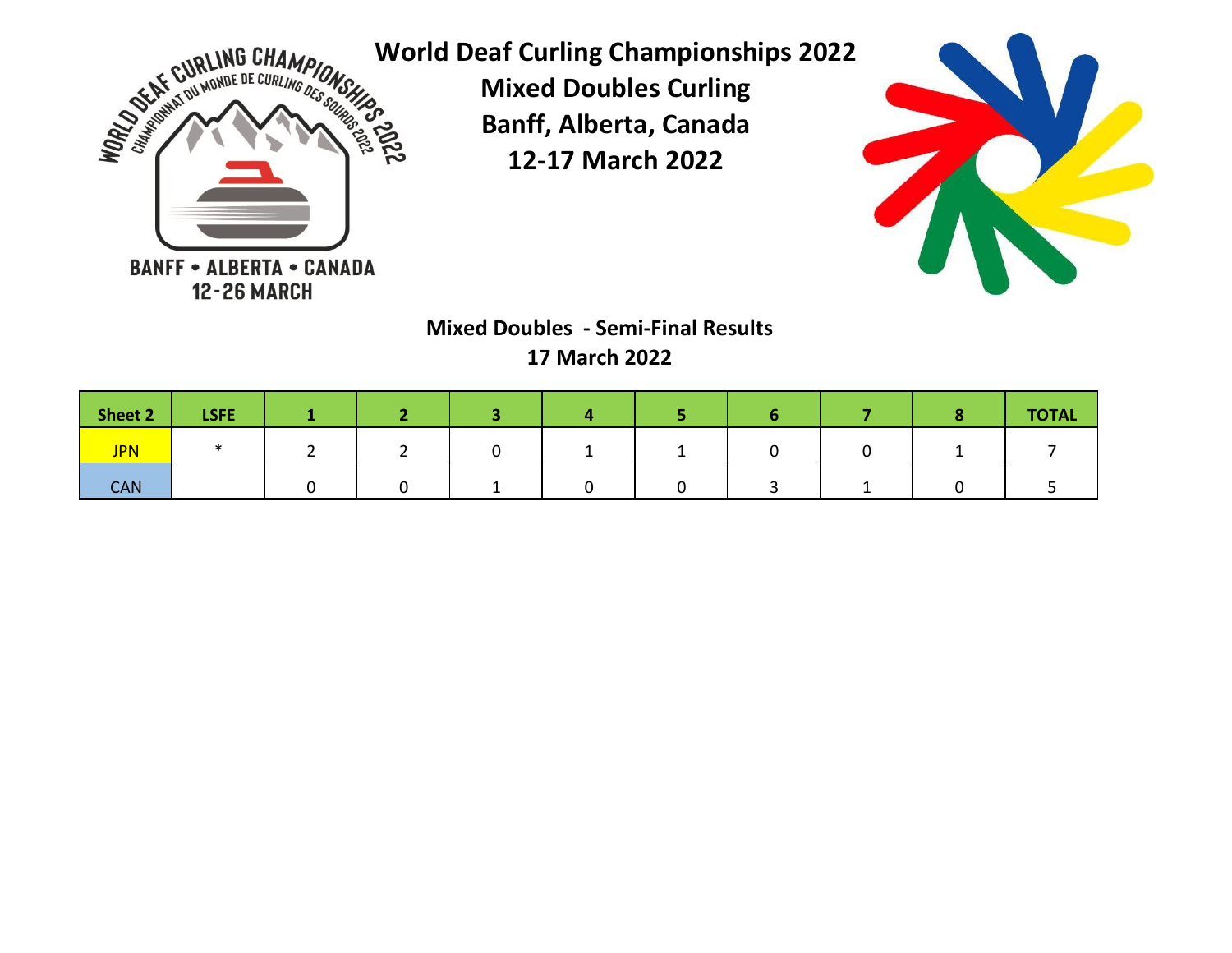# World Deaf Curling Championships 2022

## Mixed Doubles Curling

## Banff, Alberta, Canada

## 12-17 March 2022

WORLD DEAF CURLING CHAMPIONSHIPS 2022
CHAMPIONNAT DU MONDE DE CURLING DES SOURDS 2022
BANFF • ALBERTA • CANADA
12-26 MARCH

### Mixed Doubles - Semi-Final Results

### 17 March 2022

| Sheet 2 | LSFE | 1 | 2 | 3 | 4 | 5 | 6 | 7 | 8 | TOTAL |
|---|---|---|---|---|---|---|---|---|---|---|
| JPN | * | 2 | 2 | 0 | 1 | 1 | 0 | 0 | 1 | 7 |
| CAN | | 0 | 0 | 1 | 0 | 0 | 3 | 1 | 0 | 5 |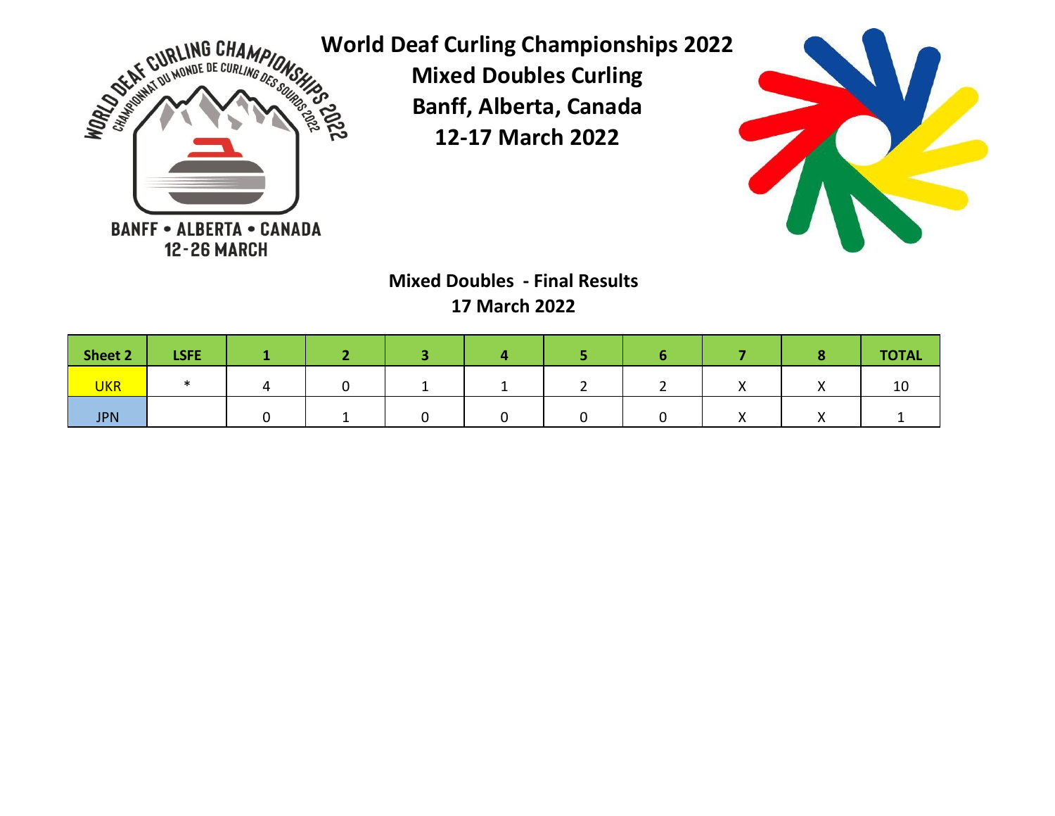# World Deaf Curling Championships 2022

**Mixed Doubles Curling**

**Banff, Alberta, Canada**

**12-17 March 2022**

## Mixed Doubles - Final Results

**17 March 2022**

| Sheet 2 | LSFE | 1 | 2 | 3 | 4 | 5 | 6 | 7 | 8 | TOTAL |
|---|---|---|---|---|---|---|---|---|---|---|
| UKR | * | 4 | 0 | 1 | 1 | 2 | 2 | X | X | 10 |
| JPN | | 0 | 1 | 0 | 0 | 0 | 0 | X | X | 1 |